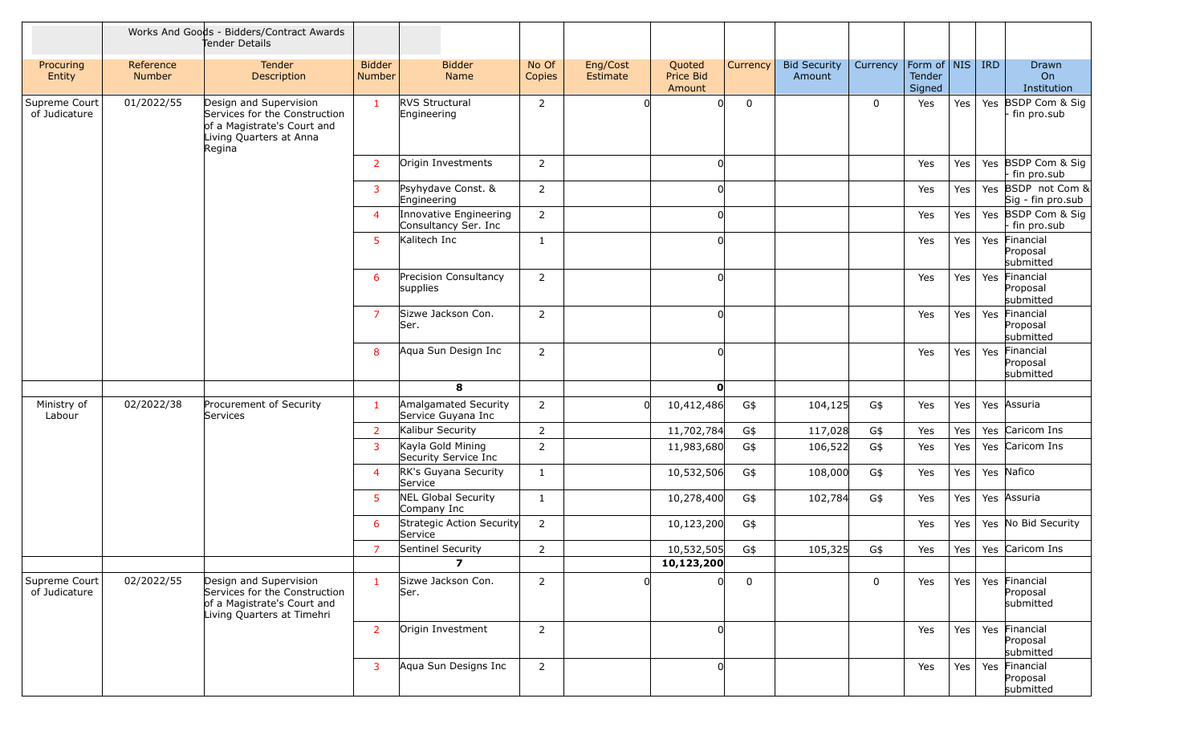| | | Works And Goods - Bidders/Contract Awards Tender Details | | | | | | | | | | | | |
|---|---|---|---|---|---|---|---|---|---|---|---|---|---|---|
| Procuring Entity | Reference Number | Tender Description | Bidder Number | Bidder Name | No Of Copies | Eng/Cost Estimate | Quoted Price Bid Amount | Currency | Bid Security Amount | Currency | Form of Tender Signed | NIS | IRD | Drawn On Institution |
| Supreme Court of Judicature | 01/2022/55 | Design and Supervision Services for the Construction of a Magistrate's Court and Living Quarters at Anna Regina | 1 | RVS Structural Engineering | 2 | 0 | 0 | 0 | | 0 | Yes | Yes | Yes | BSDP Com & Sig - fin pro.sub |
| | | | 2 | Origin Investments | 2 | | 0 | | | | Yes | Yes | Yes | BSDP Com & Sig - fin pro.sub |
| | | | 3 | Psyhydave Const. & Engineering | 2 | | 0 | | | | Yes | Yes | Yes | BSDP not Com & Sig - fin pro.sub |
| | | | 4 | Innovative Engineering Consultancy Ser. Inc | 2 | | 0 | | | | Yes | Yes | Yes | BSDP Com & Sig - fin pro.sub |
| | | | 5 | Kalitech Inc | 1 | | 0 | | | | Yes | Yes | Yes | Financial Proposal submitted |
| | | | 6 | Precision Consultancy supplies | 2 | | 0 | | | | Yes | Yes | Yes | Financial Proposal submitted |
| | | | 7 | Sizwe Jackson Con. Ser. | 2 | | 0 | | | | Yes | Yes | Yes | Financial Proposal submitted |
| | | | 8 | Aqua Sun Design Inc | 2 | | 0 | | | | Yes | Yes | Yes | Financial Proposal submitted |
| | | | | **8** | | | **0** | | | | | | | |
| Ministry of Labour | 02/2022/38 | Procurement of Security Services | 1 | Amalgamated Security Service Guyana Inc | 2 | 0 | 10,412,486 | G$ | 104,125 | G$ | Yes | Yes | Yes | Assuria |
| | | | 2 | Kalibur Security | 2 | | 11,702,784 | G$ | 117,028 | G$ | Yes | Yes | Yes | Caricom Ins |
| | | | 3 | Kayla Gold Mining Security Service Inc | 2 | | 11,983,680 | G$ | 106,522 | G$ | Yes | Yes | Yes | Caricom Ins |
| | | | 4 | RK's Guyana Security Service | 1 | | 10,532,506 | G$ | 108,000 | G$ | Yes | Yes | Yes | Nafico |
| | | | 5 | NEL Global Security Company Inc | 1 | | 10,278,400 | G$ | 102,784 | G$ | Yes | Yes | Yes | Assuria |
| | | | 6 | Strategic Action Security Service | 2 | | 10,123,200 | G$ | | | Yes | Yes | Yes | No Bid Security |
| | | | 7 | Sentinel Security | 2 | | 10,532,505 | G$ | 105,325 | G$ | Yes | Yes | Yes | Caricom Ins |
| | | | | **7** | | | **10,123,200** | | | | | | | |
| Supreme Court of Judicature | 02/2022/55 | Design and Supervision Services for the Construction of a Magistrate's Court and Living Quarters at Timehri | 1 | Sizwe Jackson Con. Ser. | 2 | 0 | 0 | 0 | | 0 | Yes | Yes | Yes | Financial Proposal submitted |
| | | | 2 | Origin Investment | 2 | | 0 | | | | Yes | Yes | Yes | Financial Proposal submitted |
| | | | 3 | Aqua Sun Designs Inc | 2 | | 0 | | | | Yes | Yes | Yes | Financial Proposal submitted |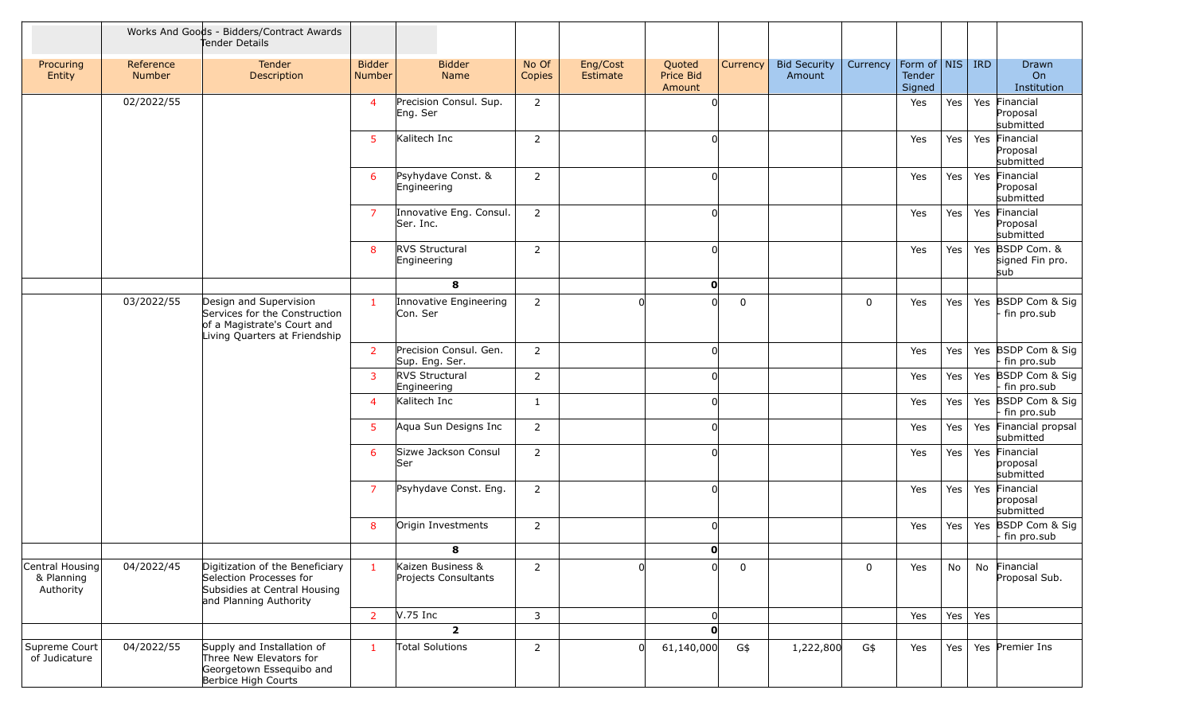| | | Works And Goods - Bidders/Contract Awards Tender Details | | | | | | | | | | | | |
|---|---|---|---|---|---|---|---|---|---|---|---|---|---|---|
| Procuring Entity | Reference Number | Tender Description | Bidder Number | Bidder Name | No Of Copies | Eng/Cost Estimate | Quoted Price Bid Amount | Currency | Bid Security Amount | Currency | Form of Tender Signed | NIS | IRD | Drawn On Institution |
| | 02/2022/55 | | 4 | Precision Consul. Sup. Eng. Ser | 2 | | 0 | | | | Yes | Yes | Yes | Financial Proposal submitted |
| | | | 5 | Kalitech Inc | 2 | | 0 | | | | Yes | Yes | Yes | Financial Proposal submitted |
| | | | 6 | Psyhydave Const. & Engineering | 2 | | 0 | | | | Yes | Yes | Yes | Financial Proposal submitted |
| | | | 7 | Innovative Eng. Consul. Ser. Inc. | 2 | | 0 | | | | Yes | Yes | Yes | Financial Proposal submitted |
| | | | 8 | RVS Structural Engineering | 2 | | 0 | | | | Yes | Yes | Yes | BSDP Com. & signed Fin pro. sub |
| | | | | **8** | | | **0** | | | | | | | |
| | 03/2022/55 | Design and Supervision Services for the Construction of a Magistrate's Court and Living Quarters at Friendship | 1 | Innovative Engineering Con. Ser | 2 | 0 | 0 | 0 | | 0 | Yes | Yes | Yes | BSDP Com & Sig - fin pro.sub |
| | | | 2 | Precision Consul. Gen. Sup. Eng. Ser. | 2 | | 0 | | | | Yes | Yes | Yes | BSDP Com & Sig - fin pro.sub |
| | | | 3 | RVS Structural Engineering | 2 | | 0 | | | | Yes | Yes | Yes | BSDP Com & Sig - fin pro.sub |
| | | | 4 | Kalitech Inc | 1 | | 0 | | | | Yes | Yes | Yes | BSDP Com & Sig - fin pro.sub |
| | | | 5 | Aqua Sun Designs Inc | 2 | | 0 | | | | Yes | Yes | Yes | Financial propsal submitted |
| | | | 6 | Sizwe Jackson Consul Ser | 2 | | 0 | | | | Yes | Yes | Yes | Financial proposal submitted |
| | | | 7 | Psyhydave Const. Eng. | 2 | | 0 | | | | Yes | Yes | Yes | Financial proposal submitted |
| | | | 8 | Origin Investments | 2 | | 0 | | | | Yes | Yes | Yes | BSDP Com & Sig - fin pro.sub |
| | | | | **8** | | | **0** | | | | | | | |
| Central Housing & Planning Authority | 04/2022/45 | Digitization of the Beneficiary Selection Processes for Subsidies at Central Housing and Planning Authority | 1 | Kaizen Business & Projects Consultants | 2 | 0 | 0 | 0 | | 0 | Yes | No | No | Financial Proposal Sub. |
| | | | 2 | V.75 Inc | 3 | | 0 | | | | Yes | Yes | Yes | |
| | | | | **2** | | | **0** | | | | | | | |
| Supreme Court of Judicature | 04/2022/55 | Supply and Installation of Three New Elevators for Georgetown Essequibo and Berbice High Courts | 1 | Total Solutions | 2 | 0 | 61,140,000 | G$ | 1,222,800 | G$ | Yes | Yes | Yes | Premier Ins |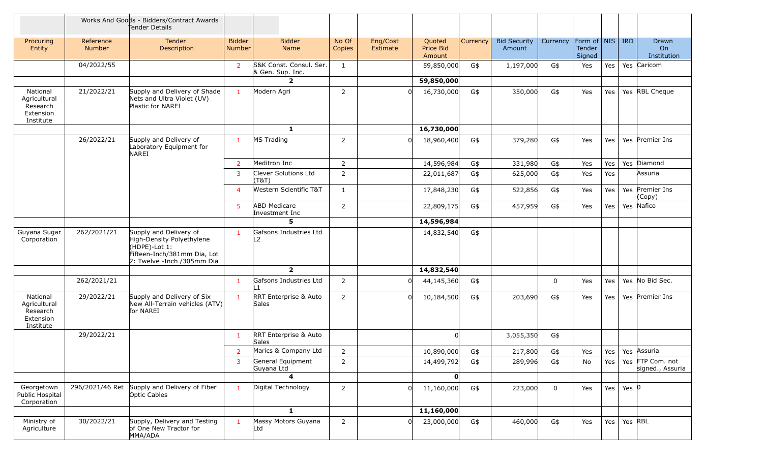| | | Works And Goods - Bidders/Contract Awards Tender Details | | | | | | | | | | | | |
|---|---|---|---|---|---|---|---|---|---|---|---|---|---|---|
| Procuring Entity | Reference Number | Tender Description | Bidder Number | Bidder Name | No Of Copies | Eng/Cost Estimate | Quoted Price Bid Amount | Currency | Bid Security Amount | Currency | Form of Tender Signed | NIS | IRD | Drawn On Institution |
| | 04/2022/55 | | 2 | S&K Const. Consul. Ser. & Gen. Sup. Inc. | 1 | | 59,850,000 | G$ | 1,197,000 | G$ | Yes | Yes | Yes | Caricom |
| | | | | **2** | | | **59,850,000** | | | | | | | |
| National Agricultural Research Extension Institute | 21/2022/21 | Supply and Delivery of Shade Nets and Ultra Violet (UV) Plastic for NAREI | 1 | Modern Agri | 2 | 0 | 16,730,000 | G$ | 350,000 | G$ | Yes | Yes | Yes | RBL Cheque |
| | | | | **1** | | | **16,730,000** | | | | | | | |
| | 26/2022/21 | Supply and Delivery of Laboratory Equipment for NAREI | 1 | MS Trading | 2 | 0 | 18,960,400 | G$ | 379,280 | G$ | Yes | Yes | Yes | Premier Ins |
| | | | 2 | Meditron Inc | 2 | | 14,596,984 | G$ | 331,980 | G$ | Yes | Yes | Yes | Diamond |
| | | | 3 | Clever Solutions Ltd (T&T) | 2 | | 22,011,687 | G$ | 625,000 | G$ | Yes | Yes | | Assuria |
| | | | 4 | Western Scientific T&T | 1 | | 17,848,230 | G$ | 522,856 | G$ | Yes | Yes | Yes | Premier Ins (Copy) |
| | | | 5 | ABD Medicare Investment Inc | 2 | | 22,809,175 | G$ | 457,959 | G$ | Yes | Yes | Yes | Nafico |
| | | | | **5** | | | **14,596,984** | | | | | | | |
| Guyana Sugar Corporation | 262/2021/21 | Supply and Delivery of High-Density Polyethylene (HDPE)-Lot 1: Fifteen-Inch/381mm Dia, Lot 2: Twelve -Inch /305mm Dia | 1 | Gafsons Industries Ltd L2 | | | 14,832,540 | G$ | | | | | | |
| | | | | **2** | | | **14,832,540** | | | | | | | |
| | 262/2021/21 | | 1 | Gafsons Industries Ltd L1 | 2 | 0 | 44,145,360 | G$ | | 0 | Yes | Yes | Yes | No Bid Sec. |
| National Agricultural Research Extension Institute | 29/2022/21 | Supply and Delivery of Six New All-Terrain vehicles (ATV) for NAREI | 1 | RRT Enterprise & Auto Sales | 2 | 0 | 10,184,500 | G$ | 203,690 | G$ | Yes | Yes | Yes | Premier Ins |
| | 29/2022/21 | | 1 | RRT Enterprise & Auto Sales | | | 0 | | 3,055,350 | G$ | | | | |
| | | | 2 | Marics & Company Ltd | 2 | | 10,890,000 | G$ | 217,800 | G$ | Yes | Yes | Yes | Assuria |
| | | | 3 | General Equipment Guyana Ltd | 2 | | 14,499,792 | G$ | 289,996 | G$ | No | Yes | Yes | FTP Com. not signed., Assuria |
| | | | | **4** | | | **0** | | | | | | | |
| Georgetown Public Hospital Corporation | 296/2021/46 Ret | Supply and Delivery of Fiber Optic Cables | 1 | Digital Technology | 2 | 0 | 11,160,000 | G$ | 223,000 | 0 | Yes | Yes | Yes | 0 |
| | | | | **1** | | | **11,160,000** | | | | | | | |
| Ministry of Agriculture | 30/2022/21 | Supply, Delivery and Testing of One New Tractor for MMA/ADA | 1 | Massy Motors Guyana Ltd | 2 | 0 | 23,000,000 | G$ | 460,000 | G$ | Yes | Yes | Yes | RBL |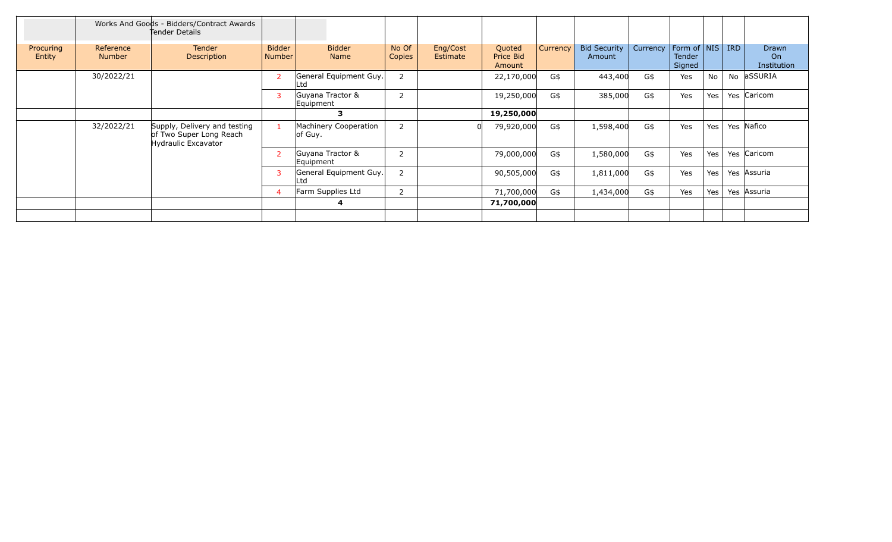| | | Works And Goods - Bidders/Contract Awards Tender Details | | | | | | | | | | | | |
|---|---|---|---|---|---|---|---|---|---|---|---|---|---|---|
| Procuring Entity | Reference Number | Tender Description | Bidder Number | Bidder Name | No Of Copies | Eng/Cost Estimate | Quoted Price Bid Amount | Currency | Bid Security Amount | Currency | Form of Tender Signed | NIS | IRD | Drawn On Institution |
| | 30/2022/21 | | 2 | General Equipment Guy. Ltd | 2 | | 22,170,000 | G$ | 443,400 | G$ | Yes | No | No | aSSURIA |
| | | | 3 | Guyana Tractor & Equipment | 2 | | 19,250,000 | G$ | 385,000 | G$ | Yes | Yes | Yes | Caricom |
| | | | | **3** | | | **19,250,000** | | | | | | | |
| | 32/2022/21 | Supply, Delivery and testing of Two Super Long Reach Hydraulic Excavator | 1 | Machinery Cooperation of Guy. | 2 | 0 | 79,920,000 | G$ | 1,598,400 | G$ | Yes | Yes | Yes | Nafico |
| | | | 2 | Guyana Tractor & Equipment | 2 | | 79,000,000 | G$ | 1,580,000 | G$ | Yes | Yes | Yes | Caricom |
| | | | 3 | General Equipment Guy. Ltd | 2 | | 90,505,000 | G$ | 1,811,000 | G$ | Yes | Yes | Yes | Assuria |
| | | | 4 | Farm Supplies Ltd | 2 | | 71,700,000 | G$ | 1,434,000 | G$ | Yes | Yes | Yes | Assuria |
| | | | | **4** | | | **71,700,000** | | | | | | | |